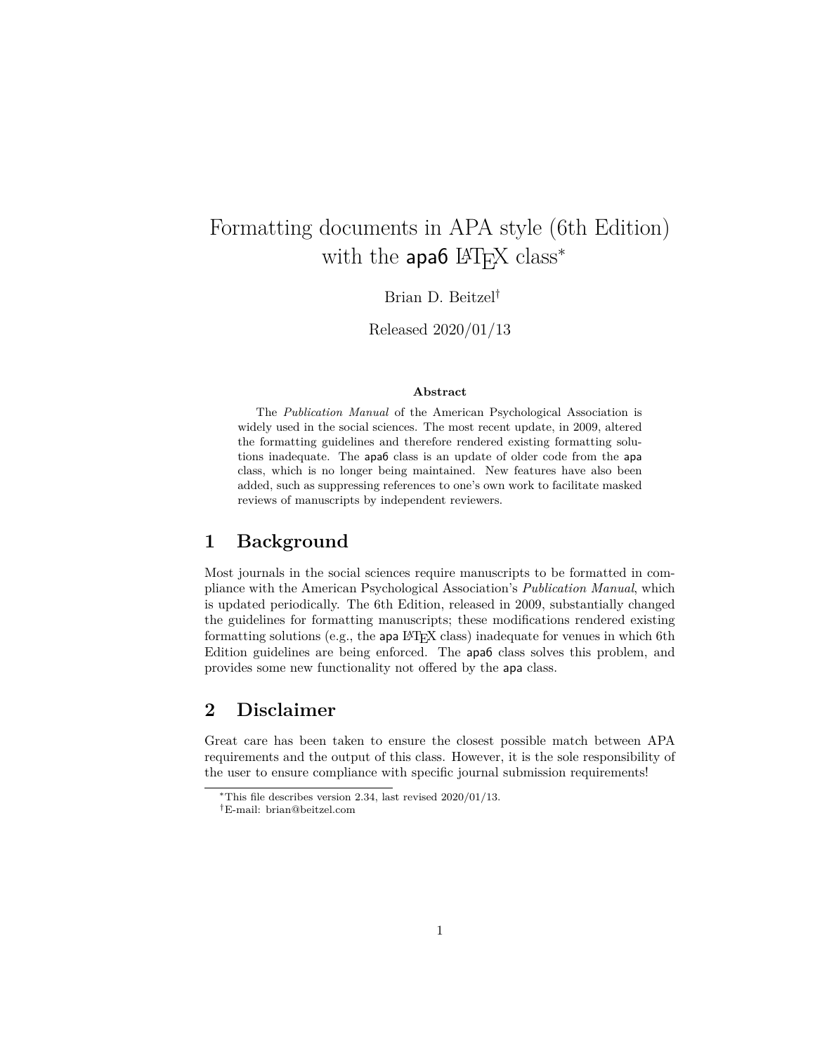# Formatting documents in APA style (6th Edition) with the apa6 LaTeX class[*]

Brian D. Beitzel[†]

Released 2020/01/13

**Abstract**

The *Publication Manual* of the American Psychological Association is widely used in the social sciences. The most recent update, in 2009, altered the formatting guidelines and therefore rendered existing formatting solutions inadequate. The apa6 class is an update of older code from the apa class, which is no longer being maintained. New features have also been added, such as suppressing references to one's own work to facilitate masked reviews of manuscripts by independent reviewers.

## 1 Background

Most journals in the social sciences require manuscripts to be formatted in compliance with the American Psychological Association's *Publication Manual*, which is updated periodically. The 6th Edition, released in 2009, substantially changed the guidelines for formatting manuscripts; these modifications rendered existing formatting solutions (e.g., the apa LaTeX class) inadequate for venues in which 6th Edition guidelines are being enforced. The apa6 class solves this problem, and provides some new functionality not offered by the apa class.

## 2 Disclaimer

Great care has been taken to ensure the closest possible match between APA requirements and the output of this class. However, it is the sole responsibility of the user to ensure compliance with specific journal submission requirements!

[*]This file describes version 2.34, last revised 2020/01/13.

[†]E-mail: brian@beitzel.com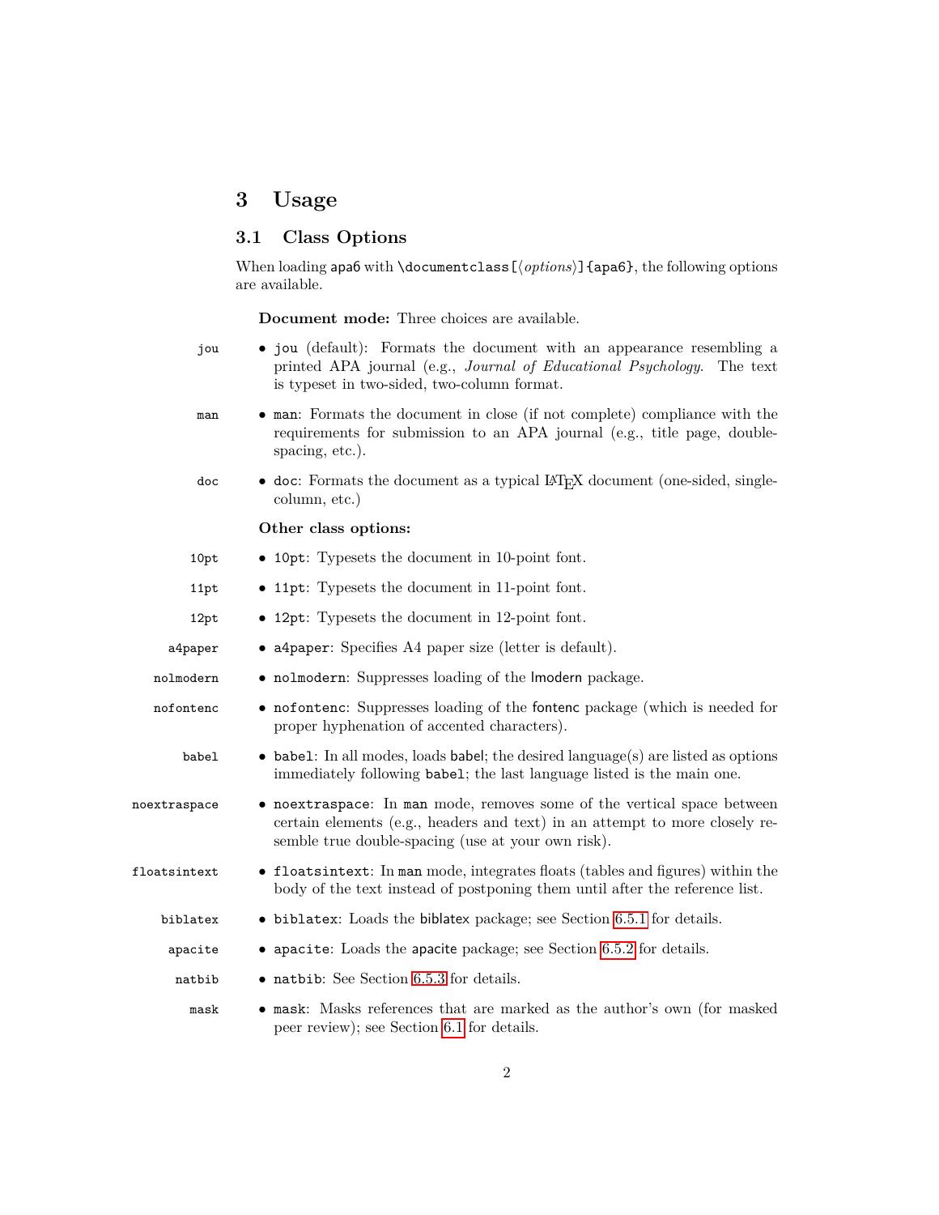# 3 Usage

## 3.1 Class Options

When loading `apa6` with `\documentclass[⟨options⟩]{apa6}`, the following options are available.

**Document mode:** Three choices are available.

- `jou` (default): Formats the document with an appearance resembling a printed APA journal (e.g., *Journal of Educational Psychology*. The text is typeset in two-sided, two-column format.
- `man`: Formats the document in close (if not complete) compliance with the requirements for submission to an APA journal (e.g., title page, double-spacing, etc.).
- `doc`: Formats the document as a typical LaTeX document (one-sided, single-column, etc.)

**Other class options:**

- `10pt`: Typesets the document in 10-point font.
- `11pt`: Typesets the document in 11-point font.
- `12pt`: Typesets the document in 12-point font.
- `a4paper`: Specifies A4 paper size (letter is default).
- `nolmodern`: Suppresses loading of the lmodern package.
- `nofontenc`: Suppresses loading of the fontenc package (which is needed for proper hyphenation of accented characters).
- `babel`: In all modes, loads babel; the desired language(s) are listed as options immediately following `babel`; the last language listed is the main one.
- `noextraspace`: In `man` mode, removes some of the vertical space between certain elements (e.g., headers and text) in an attempt to more closely resemble true double-spacing (use at your own risk).
- `floatsintext`: In `man` mode, integrates floats (tables and figures) within the body of the text instead of postponing them until after the reference list.
- `biblatex`: Loads the biblatex package; see Section 6.5.1 for details.
- `apacite`: Loads the apacite package; see Section 6.5.2 for details.
- `natbib`: See Section 6.5.3 for details.
- `mask`: Masks references that are marked as the author's own (for masked peer review); see Section 6.1 for details.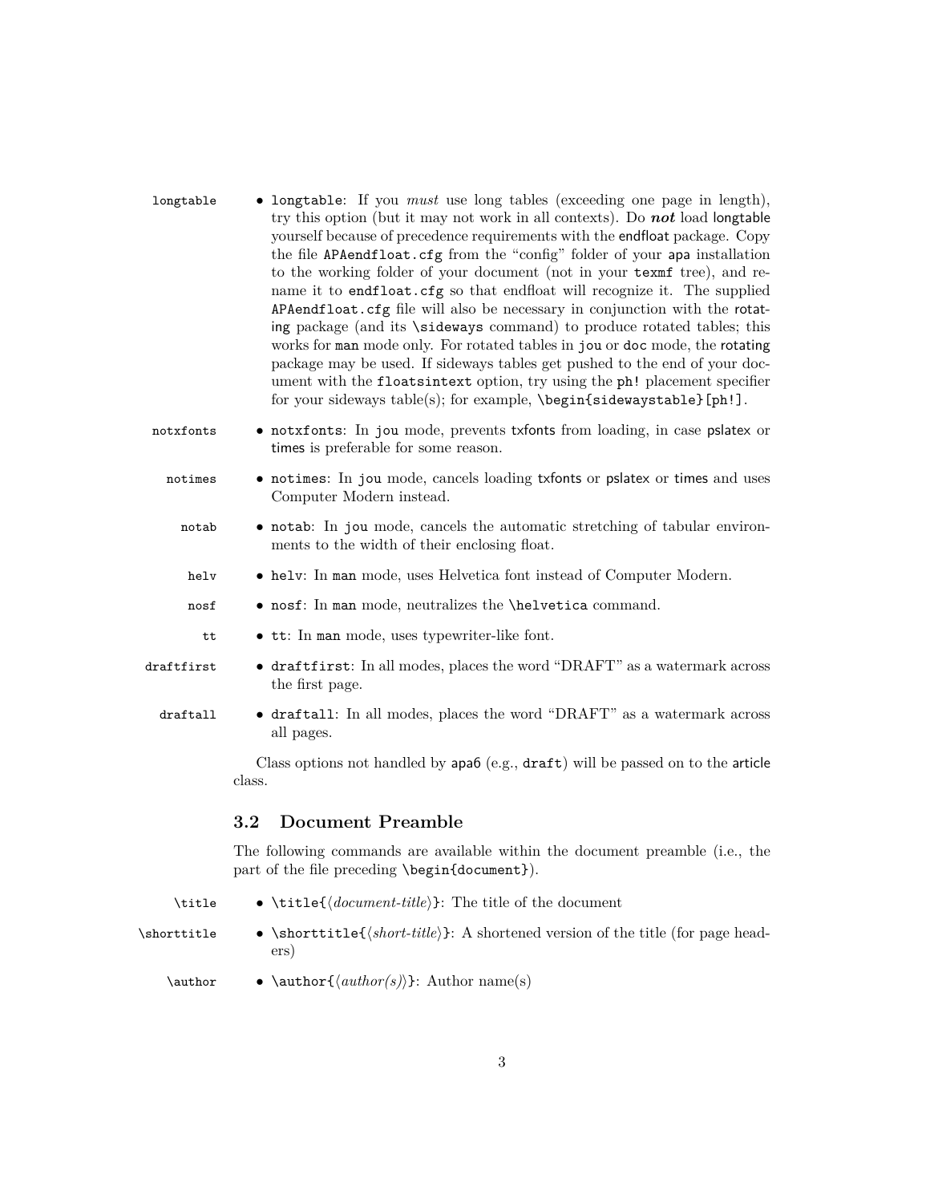- `longtable`: If you *must* use long tables (exceeding one page in length), try this option (but it may not work in all contexts). Do ***not*** load longtable yourself because of precedence requirements with the endfloat package. Copy the file `APAendfloat.cfg` from the "config" folder of your apa installation to the working folder of your document (not in your `texmf` tree), and rename it to `endfloat.cfg` so that endfloat will recognize it. The supplied `APAendfloat.cfg` file will also be necessary in conjunction with the rotating package (and its `\sideways` command) to produce rotated tables; this works for `man` mode only. For rotated tables in `jou` or `doc` mode, the rotating package may be used. If sideways tables get pushed to the end of your document with the `floatsintext` option, try using the `ph!` placement specifier for your sideways table(s); for example, `\begin{sidewaystable}[ph!]`.
- `notxfonts`: In `jou` mode, prevents txfonts from loading, in case pslatex or times is preferable for some reason.
- `notimes`: In `jou` mode, cancels loading txfonts or pslatex or times and uses Computer Modern instead.
- `notab`: In `jou` mode, cancels the automatic stretching of tabular environments to the width of their enclosing float.
- `helv`: In `man` mode, uses Helvetica font instead of Computer Modern.
- `nosf`: In `man` mode, neutralizes the `\helvetica` command.
- `tt`: In `man` mode, uses typewriter-like font.
- `draftfirst`: In all modes, places the word "DRAFT" as a watermark across the first page.
- `draftall`: In all modes, places the word "DRAFT" as a watermark across all pages.

Class options not handled by apa6 (e.g., `draft`) will be passed on to the article class.

### 3.2 Document Preamble

The following commands are available within the document preamble (i.e., the part of the file preceding `\begin{document}`).

- `\title{⟨document-title⟩}`: The title of the document
- `\shorttitle{⟨short-title⟩}`: A shortened version of the title (for page headers)
- `\author{⟨author(s)⟩}`: Author name(s)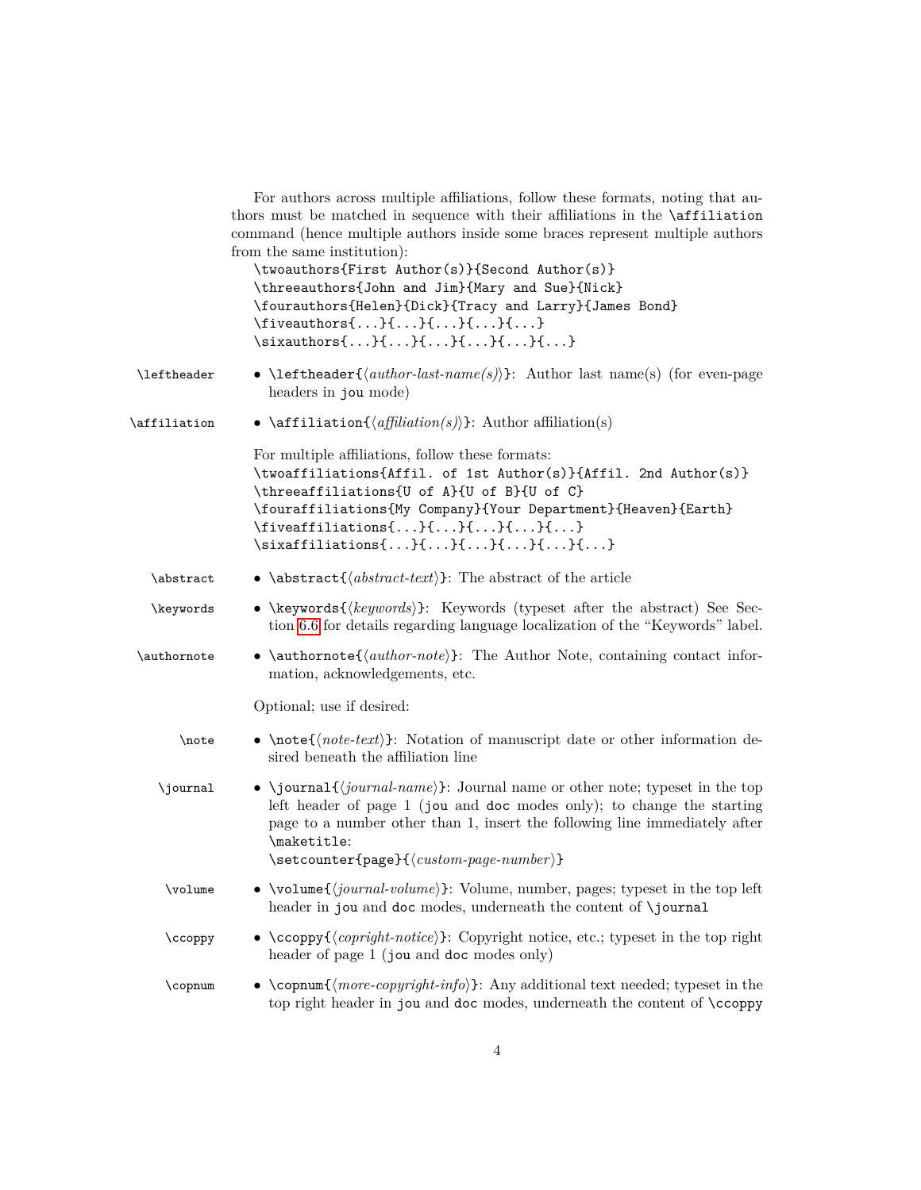For authors across multiple affiliations, follow these formats, noting that authors must be matched in sequence with their affiliations in the `\affiliation` command (hence multiple authors inside some braces represent multiple authors from the same institution):

```
\twoauthors{First Author(s)}{Second Author(s)}
\threeauthors{John and Jim}{Mary and Sue}{Nick}
\fourauthors{Helen}{Dick}{Tracy and Larry}{James Bond}
\fiveauthors{...}{...}{...}{...}{...}
\sixauthors{...}{...}{...}{...}{...}{...}
```

`\leftheader`

- `\leftheader{`⟨*author-last-name(s)*⟩`}`: Author last name(s) (for even-page headers in `jou` mode)

`\affiliation`

- `\affiliation{`⟨*affiliation(s)*⟩`}`: Author affiliation(s)

For multiple affiliations, follow these formats:

```
\twoaffiliations{Affil. of 1st Author(s)}{Affil. 2nd Author(s)}
\threeaffiliations{U of A}{U of B}{U of C}
\fouraffiliations{My Company}{Your Department}{Heaven}{Earth}
\fiveaffiliations{...}{...}{...}{...}{...}
\sixaffiliations{...}{...}{...}{...}{...}{...}
```

`\abstract`

- `\abstract{`⟨*abstract-text*⟩`}`: The abstract of the article

`\keywords`

- `\keywords{`⟨*keywords*⟩`}`: Keywords (typeset after the abstract) See Section 6.6 for details regarding language localization of the “Keywords” label.

`\authornote`

- `\authornote{`⟨*author-note*⟩`}`: The Author Note, containing contact information, acknowledgements, etc.

Optional; use if desired:

`\note`

- `\note{`⟨*note-text*⟩`}`: Notation of manuscript date or other information desired beneath the affiliation line

`\journal`

- `\journal{`⟨*journal-name*⟩`}`: Journal name or other note; typeset in the top left header of page 1 (`jou` and `doc` modes only); to change the starting page to a number other than 1, insert the following line immediately after `\maketitle`:
  `\setcounter{page}{`⟨*custom-page-number*⟩`}`

`\volume`

- `\volume{`⟨*journal-volume*⟩`}`: Volume, number, pages; typeset in the top left header in `jou` and `doc` modes, underneath the content of `\journal`

`\ccoppy`

- `\ccoppy{`⟨*copright-notice*⟩`}`: Copyright notice, etc.; typeset in the top right header of page 1 (`jou` and `doc` modes only)

`\copnum`

- `\copnum{`⟨*more-copyright-info*⟩`}`: Any additional text needed; typeset in the top right header in `jou` and `doc` modes, underneath the content of `\ccoppy`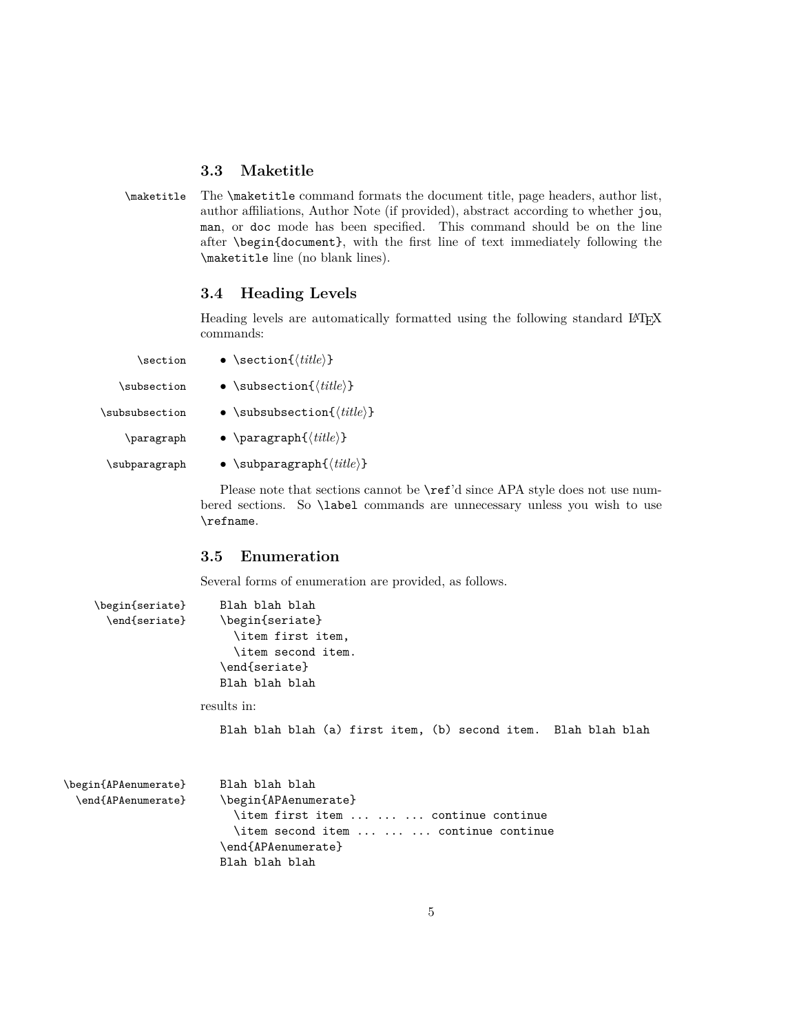### 3.3 Maketitle

`\maketitle` The `\maketitle` command formats the document title, page headers, author list, author affiliations, Author Note (if provided), abstract according to whether `jou`, `man`, or `doc` mode has been specified. This command should be on the line after `\begin{document}`, with the first line of text immediately following the `\maketitle` line (no blank lines).

### 3.4 Heading Levels

Heading levels are automatically formatted using the following standard LaTeX commands:

- `\section{⟨title⟩}`
- `\subsection{⟨title⟩}`
- `\subsubsection{⟨title⟩}`
- `\paragraph{⟨title⟩}`
- `\subparagraph{⟨title⟩}`

Please note that sections cannot be `\ref`'d since APA style does not use numbered sections. So `\label` commands are unnecessary unless you wish to use `\refname`.

### 3.5 Enumeration

Several forms of enumeration are provided, as follows.

`\begin{seriate}` `\end{seriate}`

```
Blah blah blah
\begin{seriate}
  \item first item,
  \item second item.
\end{seriate}
Blah blah blah
```

results in:

```
Blah blah blah (a) first item, (b) second item.  Blah blah blah
```

`\begin{APAenumerate}` `\end{APAenumerate}`

```
Blah blah blah
\begin{APAenumerate}
  \item first item ... ... ... continue continue
  \item second item ... ... ... continue continue
\end{APAenumerate}
Blah blah blah
```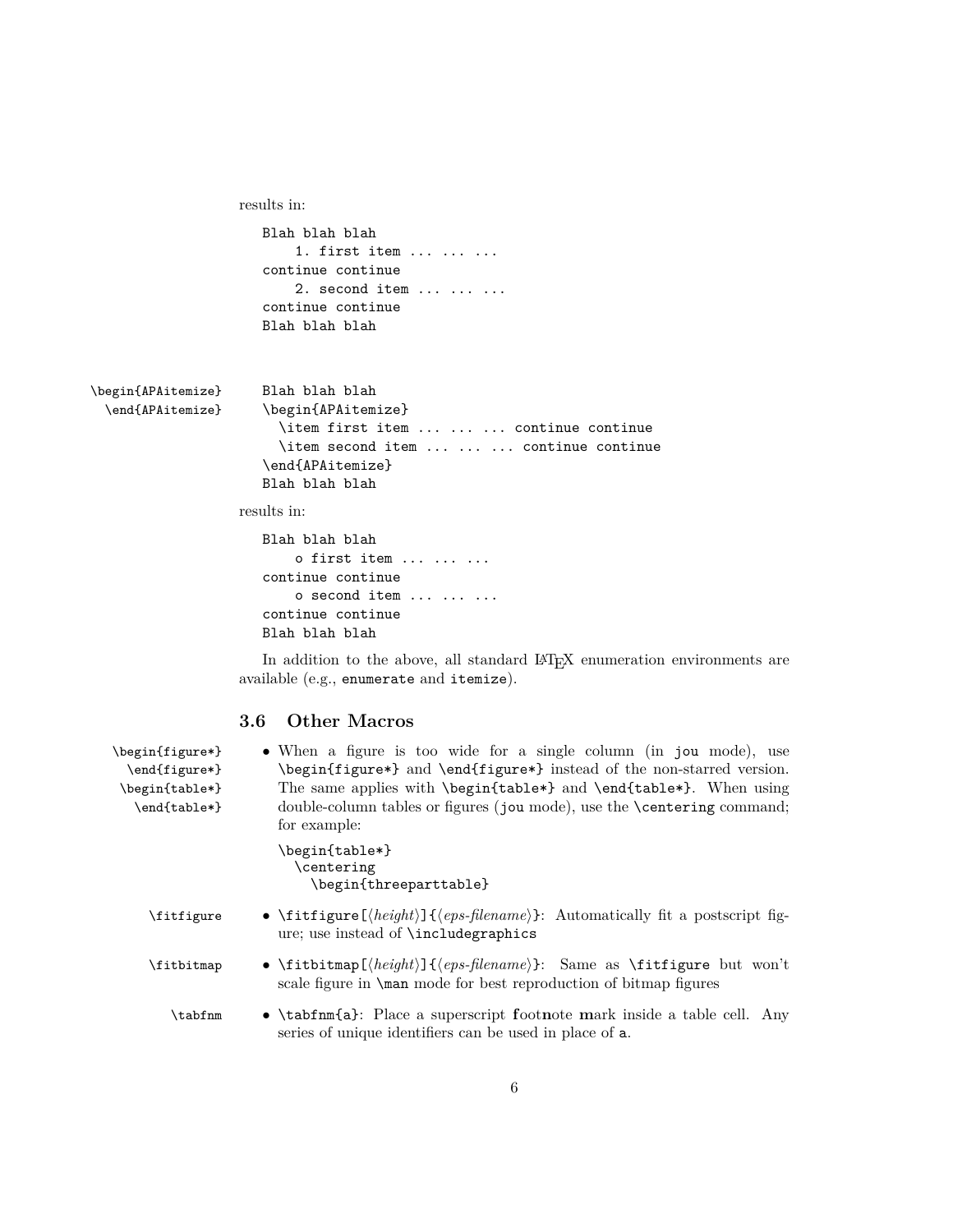results in:

```
Blah blah blah
    1. first item ... ... ...
continue continue
    2. second item ... ... ...
continue continue
Blah blah blah
```

\begin{APAitemize}
\end{APAitemize}

```
Blah blah blah
\begin{APAitemize}
  \item first item ... ... ... continue continue
  \item second item ... ... ... continue continue
\end{APAitemize}
Blah blah blah
```

results in:

```
Blah blah blah
    o first item ... ... ...
continue continue
    o second item ... ... ...
continue continue
Blah blah blah
```

In addition to the above, all standard LaTeX enumeration environments are available (e.g., `enumerate` and `itemize`).

### 3.6 Other Macros

\begin{figure*}
\end{figure*}
\begin{table*}
\end{table*}

- When a figure is too wide for a single column (in `jou` mode), use `\begin{figure*}` and `\end{figure*}` instead of the non-starred version. The same applies with `\begin{table*}` and `\end{table*}`. When using double-column tables or figures (`jou` mode), use the `\centering` command; for example:

```
\begin{table*}
  \centering
    \begin{threeparttable}
```

\fitfigure

- `\fitfigure[`⟨*height*⟩`]{`⟨*eps-filename*⟩`}`: Automatically fit a postscript figure; use instead of `\includegraphics`

\fitbitmap

- `\fitbitmap[`⟨*height*⟩`]{`⟨*eps-filename*⟩`}`: Same as `\fitfigure` but won't scale figure in `\man` mode for best reproduction of bitmap figures

\tabfnm

- `\tabfnm{a}`: Place a superscript **f**oot**n**ote **m**ark inside a table cell. Any series of unique identifiers can be used in place of `a`.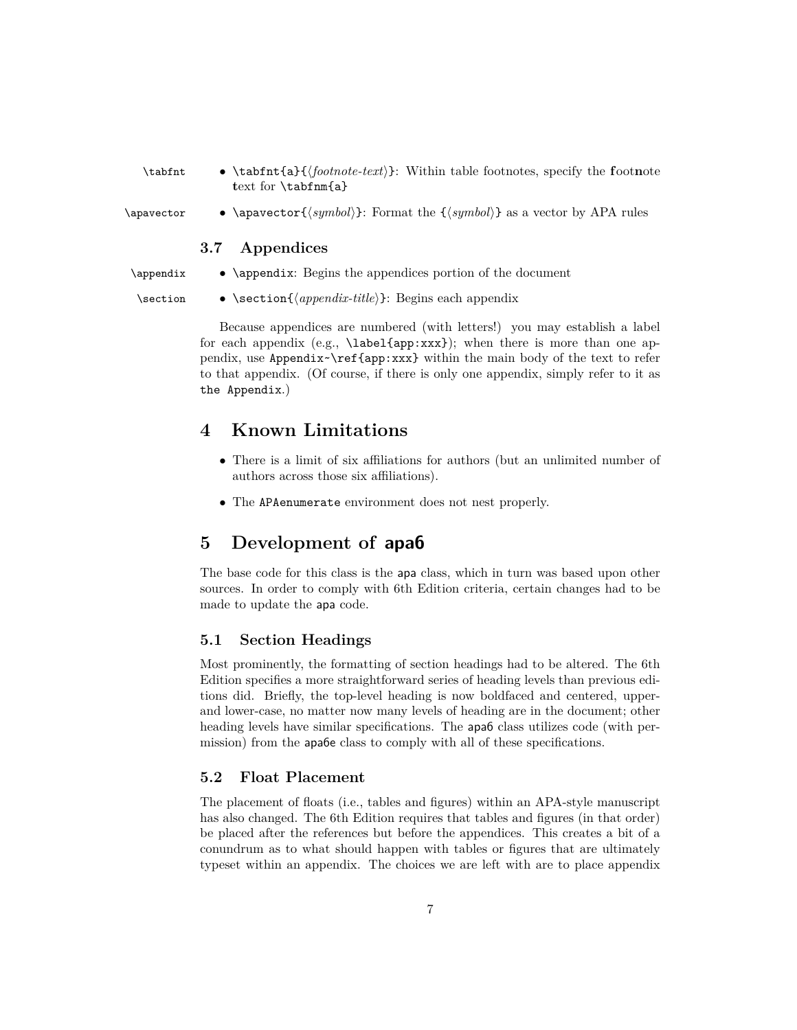`\tabfnt`
- `\tabfnt{a}{⟨footnote-text⟩}`: Within table footnotes, specify the **f**oot**n**ote **t**ext for `\tabfnm{a}`

`\apavector`
- `\apavector{⟨symbol⟩}`: Format the `{⟨symbol⟩}` as a vector by APA rules

### 3.7 Appendices

`\appendix`
- `\appendix`: Begins the appendices portion of the document

`\section`
- `\section{⟨appendix-title⟩}`: Begins each appendix

Because appendices are numbered (with letters!) you may establish a label for each appendix (e.g., `\label{app:xxx}`); when there is more than one appendix, use `Appendix~\ref{app:xxx}` within the main body of the text to refer to that appendix. (Of course, if there is only one appendix, simply refer to it as `the Appendix`.)

## 4 Known Limitations

- There is a limit of six affiliations for authors (but an unlimited number of authors across those six affiliations).
- The `APAenumerate` environment does not nest properly.

## 5 Development of apa6

The base code for this class is the apa class, which in turn was based upon other sources. In order to comply with 6th Edition criteria, certain changes had to be made to update the apa code.

### 5.1 Section Headings

Most prominently, the formatting of section headings had to be altered. The 6th Edition specifies a more straightforward series of heading levels than previous editions did. Briefly, the top-level heading is now boldfaced and centered, upper- and lower-case, no matter now many levels of heading are in the document; other heading levels have similar specifications. The apa6 class utilizes code (with permission) from the apa6e class to comply with all of these specifications.

### 5.2 Float Placement

The placement of floats (i.e., tables and figures) within an APA-style manuscript has also changed. The 6th Edition requires that tables and figures (in that order) be placed after the references but before the appendices. This creates a bit of a conundrum as to what should happen with tables or figures that are ultimately typeset within an appendix. The choices we are left with are to place appendix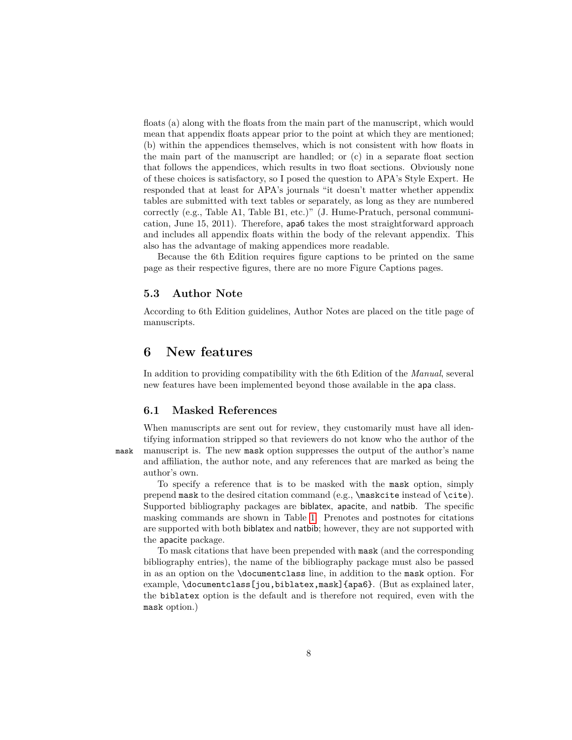floats (a) along with the floats from the main part of the manuscript, which would mean that appendix floats appear prior to the point at which they are mentioned; (b) within the appendices themselves, which is not consistent with how floats in the main part of the manuscript are handled; or (c) in a separate float section that follows the appendices, which results in two float sections. Obviously none of these choices is satisfactory, so I posed the question to APA's Style Expert. He responded that at least for APA's journals "it doesn't matter whether appendix tables are submitted with text tables or separately, as long as they are numbered correctly (e.g., Table A1, Table B1, etc.)" (J. Hume-Pratuch, personal communication, June 15, 2011). Therefore, apa6 takes the most straightforward approach and includes all appendix floats within the body of the relevant appendix. This also has the advantage of making appendices more readable.

Because the 6th Edition requires figure captions to be printed on the same page as their respective figures, there are no more Figure Captions pages.

### 5.3 Author Note

According to 6th Edition guidelines, Author Notes are placed on the title page of manuscripts.

## 6 New features

In addition to providing compatibility with the 6th Edition of the *Manual*, several new features have been implemented beyond those available in the apa class.

### 6.1 Masked References

When manuscripts are sent out for review, they customarily must have all identifying information stripped so that reviewers do not know who the author of the manuscript is. The new `mask` option suppresses the output of the author's name and affiliation, the author note, and any references that are marked as being the author's own.

mask

To specify a reference that is to be masked with the `mask` option, simply prepend `mask` to the desired citation command (e.g., `\maskcite` instead of `\cite`). Supported bibliography packages are biblatex, apacite, and natbib. The specific masking commands are shown in Table 1. Prenotes and postnotes for citations are supported with both biblatex and natbib; however, they are not supported with the apacite package.

To mask citations that have been prepended with `mask` (and the corresponding bibliography entries), the name of the bibliography package must also be passed in as an option on the `\documentclass` line, in addition to the `mask` option. For example, `\documentclass[jou,biblatex,mask]{apa6}`. (But as explained later, the `biblatex` option is the default and is therefore not required, even with the `mask` option.)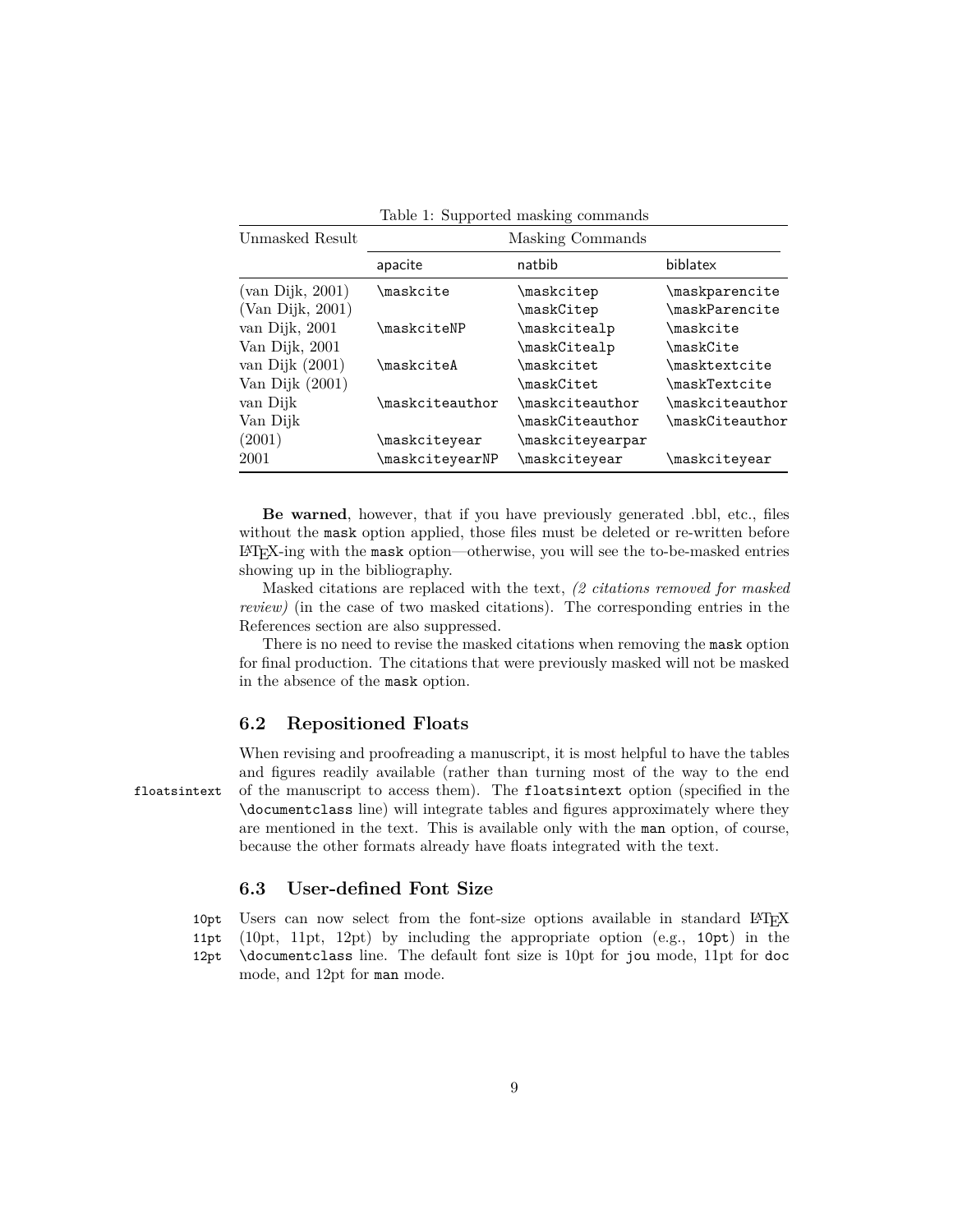Table 1: Supported masking commands

| Unmasked Result | Masking Commands | | |
|---|---|---|---|
| | apacite | natbib | biblatex |
| (van Dijk, 2001) | \maskcite | \maskcitep | \maskparencite |
| (Van Dijk, 2001) | | \maskCitep | \maskParencite |
| van Dijk, 2001 | \maskciteNP | \maskcitealp | \maskcite |
| Van Dijk, 2001 | | \maskCitealp | \maskCite |
| van Dijk (2001) | \maskciteA | \maskcitet | \masktextcite |
| Van Dijk (2001) | | \maskCitet | \maskTextcite |
| van Dijk | \maskciteauthor | \maskciteauthor | \maskciteauthor |
| Van Dijk | | \maskCiteauthor | \maskCiteauthor |
| (2001) | \maskciteyear | \maskciteyearpar | |
| 2001 | \maskciteyearNP | \maskciteyear | \maskciteyear |

**Be warned**, however, that if you have previously generated .bbl, etc., files without the mask option applied, those files must be deleted or re-written before LaTeX-ing with the mask option—otherwise, you will see the to-be-masked entries showing up in the bibliography.

Masked citations are replaced with the text, *(2 citations removed for masked review)* (in the case of two masked citations). The corresponding entries in the References section are also suppressed.

There is no need to revise the masked citations when removing the mask option for final production. The citations that were previously masked will not be masked in the absence of the mask option.

### 6.2 Repositioned Floats

floatsintext

When revising and proofreading a manuscript, it is most helpful to have the tables and figures readily available (rather than turning most of the way to the end of the manuscript to access them). The floatsintext option (specified in the \documentclass line) will integrate tables and figures approximately where they are mentioned in the text. This is available only with the man option, of course, because the other formats already have floats integrated with the text.

### 6.3 User-defined Font Size

10pt
11pt
12pt

Users can now select from the font-size options available in standard LaTeX (10pt, 11pt, 12pt) by including the appropriate option (e.g., 10pt) in the \documentclass line. The default font size is 10pt for jou mode, 11pt for doc mode, and 12pt for man mode.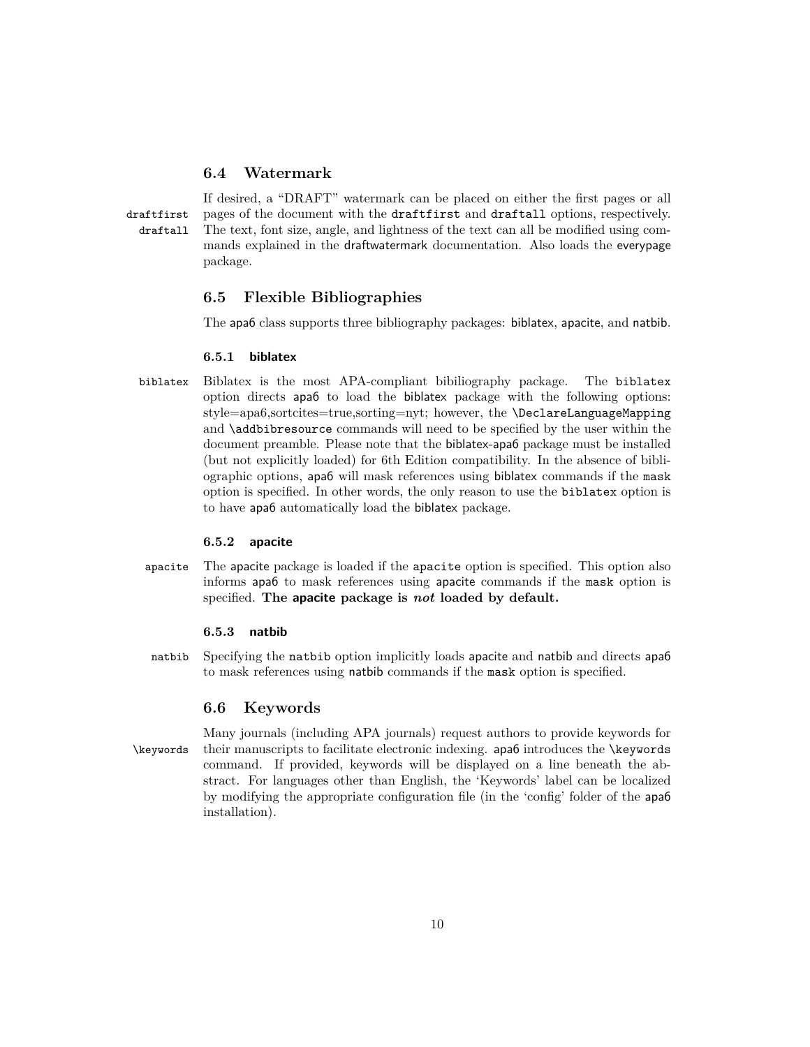## 6.4 Watermark

draftfirst
draftall

If desired, a "DRAFT" watermark can be placed on either the first pages or all pages of the document with the `draftfirst` and `draftall` options, respectively. The text, font size, angle, and lightness of the text can all be modified using commands explained in the draftwatermark documentation. Also loads the everypage package.

## 6.5 Flexible Bibliographies

The apa6 class supports three bibliography packages: biblatex, apacite, and natbib.

### 6.5.1 biblatex

biblatex

Biblatex is the most APA-compliant bibiliography package. The `biblatex` option directs apa6 to load the biblatex package with the following options: style=apa6,sortcites=true,sorting=nyt; however, the `\DeclareLanguageMapping` and `\addbibresource` commands will need to be specified by the user within the document preamble. Please note that the biblatex-apa6 package must be installed (but not explicitly loaded) for 6th Edition compatibility. In the absence of bibliographic options, apa6 will mask references using biblatex commands if the `mask` option is specified. In other words, the only reason to use the `biblatex` option is to have apa6 automatically load the biblatex package.

### 6.5.2 apacite

apacite

The apacite package is loaded if the `apacite` option is specified. This option also informs apa6 to mask references using apacite commands if the `mask` option is specified. **The apacite package is *not* loaded by default.**

### 6.5.3 natbib

natbib

Specifying the `natbib` option implicitly loads apacite and natbib and directs apa6 to mask references using natbib commands if the `mask` option is specified.

## 6.6 Keywords

\keywords

Many journals (including APA journals) request authors to provide keywords for their manuscripts to facilitate electronic indexing. apa6 introduces the `\keywords` command. If provided, keywords will be displayed on a line beneath the abstract. For languages other than English, the 'Keywords' label can be localized by modifying the appropriate configuration file (in the 'config' folder of the apa6 installation).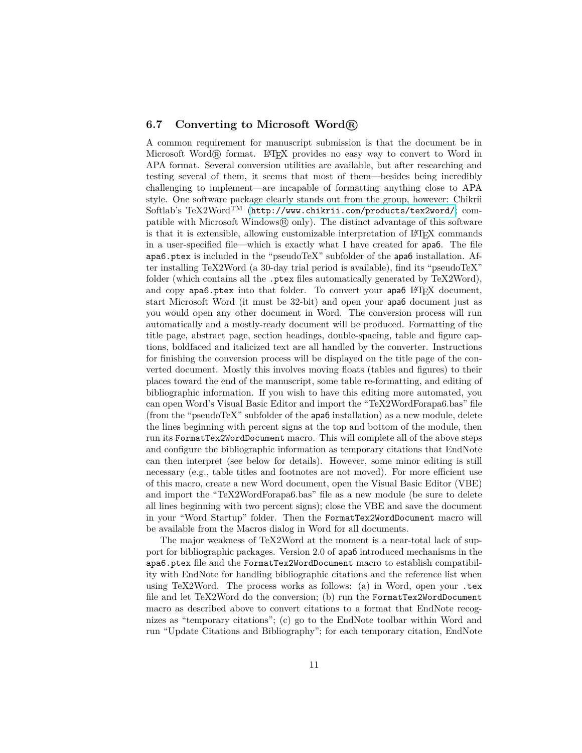### 6.7 Converting to Microsoft Word®

A common requirement for manuscript submission is that the document be in Microsoft Word® format. LaTeX provides no easy way to convert to Word in APA format. Several conversion utilities are available, but after researching and testing several of them, it seems that most of them—besides being incredibly challenging to implement—are incapable of formatting anything close to APA style. One software package clearly stands out from the group, however: Chikrii Softlab's TeX2Word™ (`http://www.chikrii.com/products/tex2word/`; compatible with Microsoft Windows® only). The distinct advantage of this software is that it is extensible, allowing customizable interpretation of LaTeX commands in a user-specified file—which is exactly what I have created for `apa6`. The file `apa6.ptex` is included in the "pseudoTeX" subfolder of the `apa6` installation. After installing TeX2Word (a 30-day trial period is available), find its "pseudoTeX" folder (which contains all the `.ptex` files automatically generated by TeX2Word), and copy `apa6.ptex` into that folder. To convert your `apa6` LaTeX document, start Microsoft Word (it must be 32-bit) and open your `apa6` document just as you would open any other document in Word. The conversion process will run automatically and a mostly-ready document will be produced. Formatting of the title page, abstract page, section headings, double-spacing, table and figure captions, boldfaced and italicized text are all handled by the converter. Instructions for finishing the conversion process will be displayed on the title page of the converted document. Mostly this involves moving floats (tables and figures) to their places toward the end of the manuscript, some table re-formatting, and editing of bibliographic information. If you wish to have this editing more automated, you can open Word's Visual Basic Editor and import the "TeX2WordForapa6.bas" file (from the "pseudoTeX" subfolder of the `apa6` installation) as a new module, delete the lines beginning with percent signs at the top and bottom of the module, then run its `FormatTex2WordDocument` macro. This will complete all of the above steps and configure the bibliographic information as temporary citations that EndNote can then interpret (see below for details). However, some minor editing is still necessary (e.g., table titles and footnotes are not moved). For more efficient use of this macro, create a new Word document, open the Visual Basic Editor (VBE) and import the "TeX2WordForapa6.bas" file as a new module (be sure to delete all lines beginning with two percent signs); close the VBE and save the document in your "Word Startup" folder. Then the `FormatTex2WordDocument` macro will be available from the Macros dialog in Word for all documents.

The major weakness of TeX2Word at the moment is a near-total lack of support for bibliographic packages. Version 2.0 of `apa6` introduced mechanisms in the `apa6.ptex` file and the `FormatTex2WordDocument` macro to establish compatibility with EndNote for handling bibliographic citations and the reference list when using TeX2Word. The process works as follows: (a) in Word, open your `.tex` file and let TeX2Word do the conversion; (b) run the `FormatTex2WordDocument` macro as described above to convert citations to a format that EndNote recognizes as "temporary citations"; (c) go to the EndNote toolbar within Word and run "Update Citations and Bibliography"; for each temporary citation, EndNote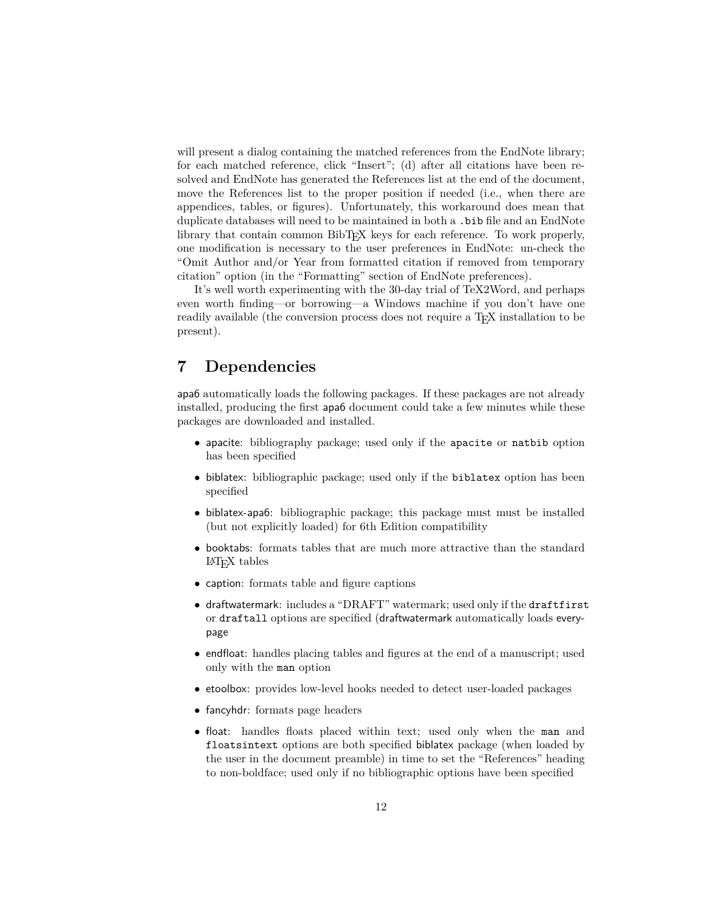will present a dialog containing the matched references from the EndNote library; for each matched reference, click "Insert"; (d) after all citations have been resolved and EndNote has generated the References list at the end of the document, move the References list to the proper position if needed (i.e., when there are appendices, tables, or figures). Unfortunately, this workaround does mean that duplicate databases will need to be maintained in both a `.bib` file and an EndNote library that contain common BibTEX keys for each reference. To work properly, one modification is necessary to the user preferences in EndNote: un-check the "Omit Author and/or Year from formatted citation if removed from temporary citation" option (in the "Formatting" section of EndNote preferences).

It's well worth experimenting with the 30-day trial of TeX2Word, and perhaps even worth finding—or borrowing—a Windows machine if you don't have one readily available (the conversion process does not require a TEX installation to be present).

## 7 Dependencies

apa6 automatically loads the following packages. If these packages are not already installed, producing the first apa6 document could take a few minutes while these packages are downloaded and installed.

- apacite: bibliography package; used only if the `apacite` or `natbib` option has been specified
- biblatex: bibliographic package; used only if the `biblatex` option has been specified
- biblatex-apa6: bibliographic package; this package must must be installed (but not explicitly loaded) for 6th Edition compatibility
- booktabs: formats tables that are much more attractive than the standard LATEX tables
- caption: formats table and figure captions
- draftwatermark: includes a "DRAFT" watermark; used only if the `draftfirst` or `draftall` options are specified (draftwatermark automatically loads everypage
- endfloat: handles placing tables and figures at the end of a manuscript; used only with the `man` option
- etoolbox: provides low-level hooks needed to detect user-loaded packages
- fancyhdr: formats page headers
- float: handles floats placed within text; used only when the `man` and `floatsintext` options are both specified biblatex package (when loaded by the user in the document preamble) in time to set the "References" heading to non-boldface; used only if no bibliographic options have been specified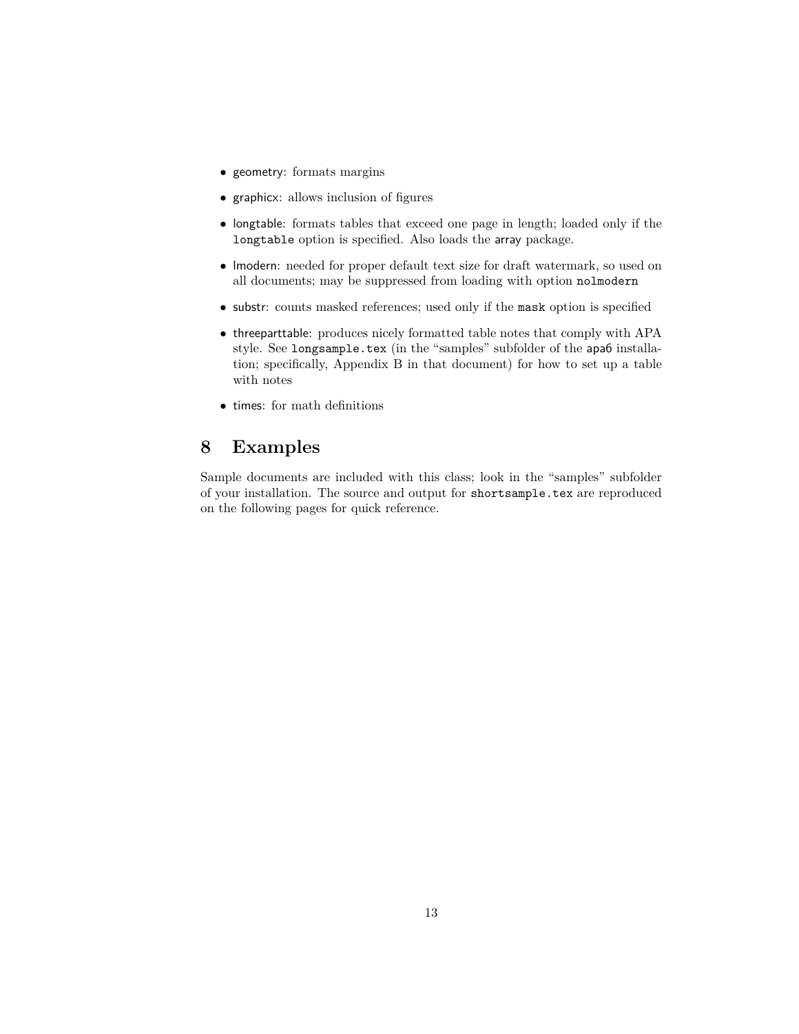- geometry: formats margins
- graphicx: allows inclusion of figures
- longtable: formats tables that exceed one page in length; loaded only if the `longtable` option is specified. Also loads the array package.
- lmodern: needed for proper default text size for draft watermark, so used on all documents; may be suppressed from loading with option `nolmodern`
- substr: counts masked references; used only if the `mask` option is specified
- threeparttable: produces nicely formatted table notes that comply with APA style. See `longsample.tex` (in the "samples" subfolder of the apa6 installation; specifically, Appendix B in that document) for how to set up a table with notes
- times: for math definitions

# 8 Examples

Sample documents are included with this class; look in the "samples" subfolder of your installation. The source and output for `shortsample.tex` are reproduced on the following pages for quick reference.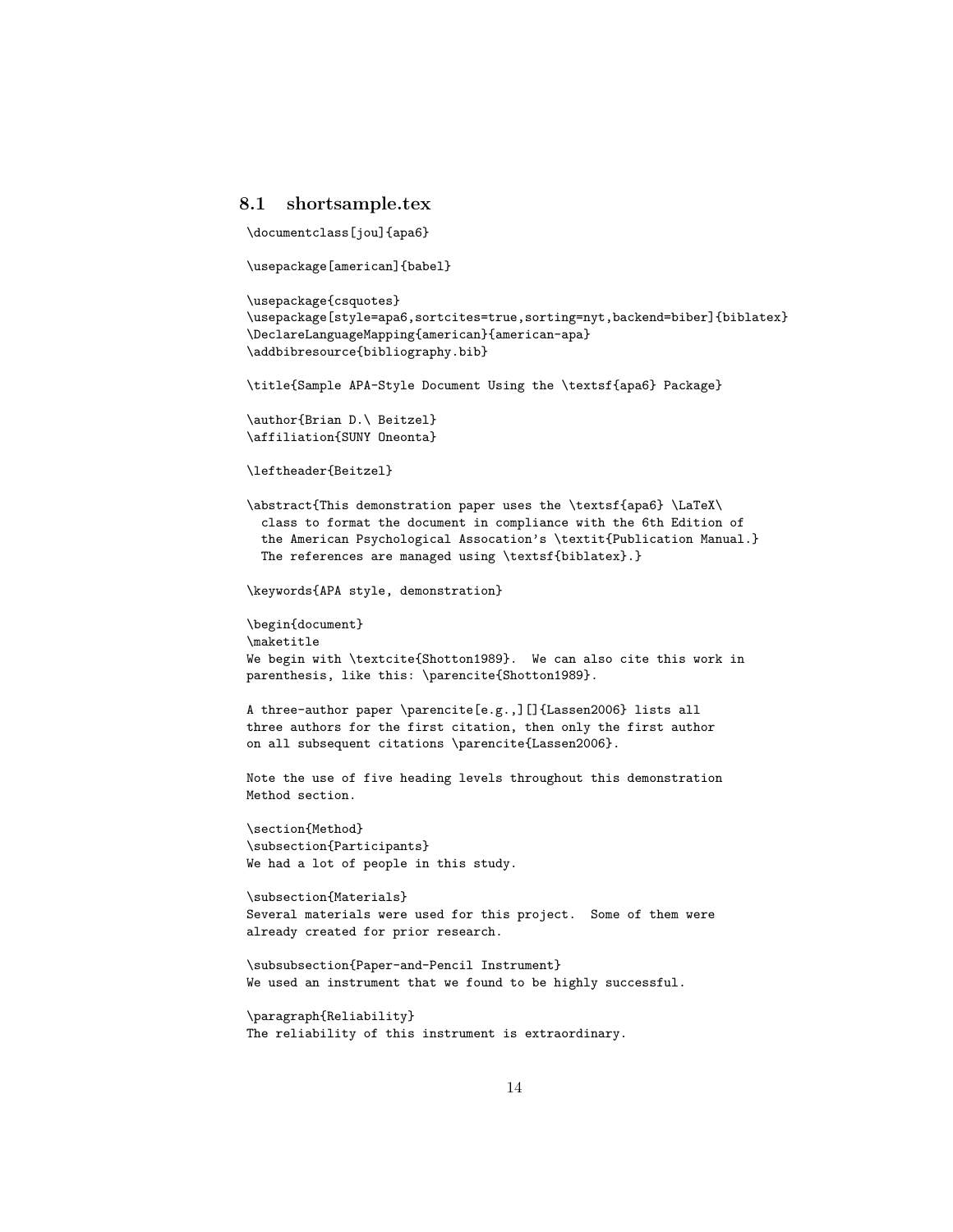## 8.1 shortsample.tex

```
\documentclass[jou]{apa6}

\usepackage[american]{babel}

\usepackage{csquotes}
\usepackage[style=apa6,sortcites=true,sorting=nyt,backend=biber]{biblatex}
\DeclareLanguageMapping{american}{american-apa}
\addbibresource{bibliography.bib}

\title{Sample APA-Style Document Using the \textsf{apa6} Package}

\author{Brian D.\ Beitzel}
\affiliation{SUNY Oneonta}

\leftheader{Beitzel}

\abstract{This demonstration paper uses the \textsf{apa6} \LaTeX\
  class to format the document in compliance with the 6th Edition of
  the American Psychological Assocation's \textit{Publication Manual.}
  The references are managed using \textsf{biblatex}.}

\keywords{APA style, demonstration}

\begin{document}
\maketitle
We begin with \textcite{Shotton1989}.  We can also cite this work in
parenthesis, like this: \parencite{Shotton1989}.

A three-author paper \parencite[e.g.,][]{Lassen2006} lists all
three authors for the first citation, then only the first author
on all subsequent citations \parencite{Lassen2006}.

Note the use of five heading levels throughout this demonstration
Method section.

\section{Method}
\subsection{Participants}
We had a lot of people in this study.

\subsection{Materials}
Several materials were used for this project.  Some of them were
already created for prior research.

\subsubsection{Paper-and-Pencil Instrument}
We used an instrument that we found to be highly successful.

\paragraph{Reliability}
The reliability of this instrument is extraordinary.
```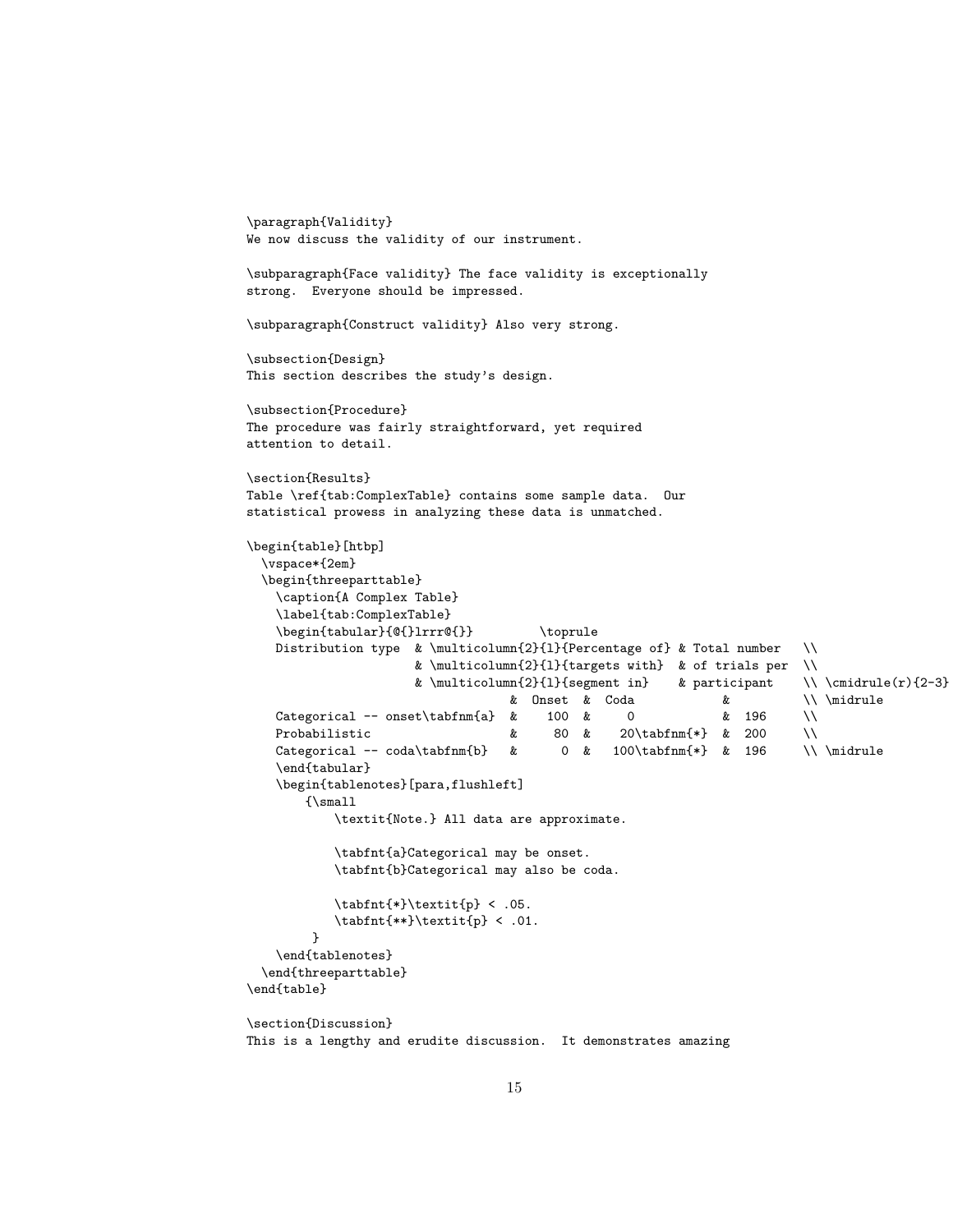```
\paragraph{Validity}
We now discuss the validity of our instrument.

\subparagraph{Face validity} The face validity is exceptionally
strong.  Everyone should be impressed.

\subparagraph{Construct validity} Also very strong.

\subsection{Design}
This section describes the study's design.

\subsection{Procedure}
The procedure was fairly straightforward, yet required
attention to detail.

\section{Results}
Table \ref{tab:ComplexTable} contains some sample data.  Our
statistical prowess in analyzing these data is unmatched.

\begin{table}[htbp]
  \vspace*{2em}
  \begin{threeparttable}
    \caption{A Complex Table}
    \label{tab:ComplexTable}
    \begin{tabular}{@{}lrrr@{}}         \toprule
    Distribution type  & \multicolumn{2}{l}{Percentage of} & Total number   \\
                       & \multicolumn{2}{l}{targets with}  & of trials per  \\
                       & \multicolumn{2}{l}{segment in}    & participant    \\ \cmidrule(r){2-3}
                                   &  Onset  &  Coda            &          \\ \midrule
    Categorical -- onset\tabfnm{a}  &    100  &     0            &  196     \\
    Probabilistic                   &     80  &    20\tabfnm{*}  &  200     \\
    Categorical -- coda\tabfnm{b}   &      0  &   100\tabfnm{*}  &  196     \\ \midrule
    \end{tabular}
    \begin{tablenotes}[para,flushleft]
        {\small
            \textit{Note.} All data are approximate.

            \tabfnt{a}Categorical may be onset.
            \tabfnt{b}Categorical may also be coda.

            \tabfnt{*}\textit{p} < .05.
            \tabfnt{**}\textit{p} < .01.
         }
    \end{tablenotes}
  \end{threeparttable}
\end{table}

\section{Discussion}
This is a lengthy and erudite discussion.  It demonstrates amazing
```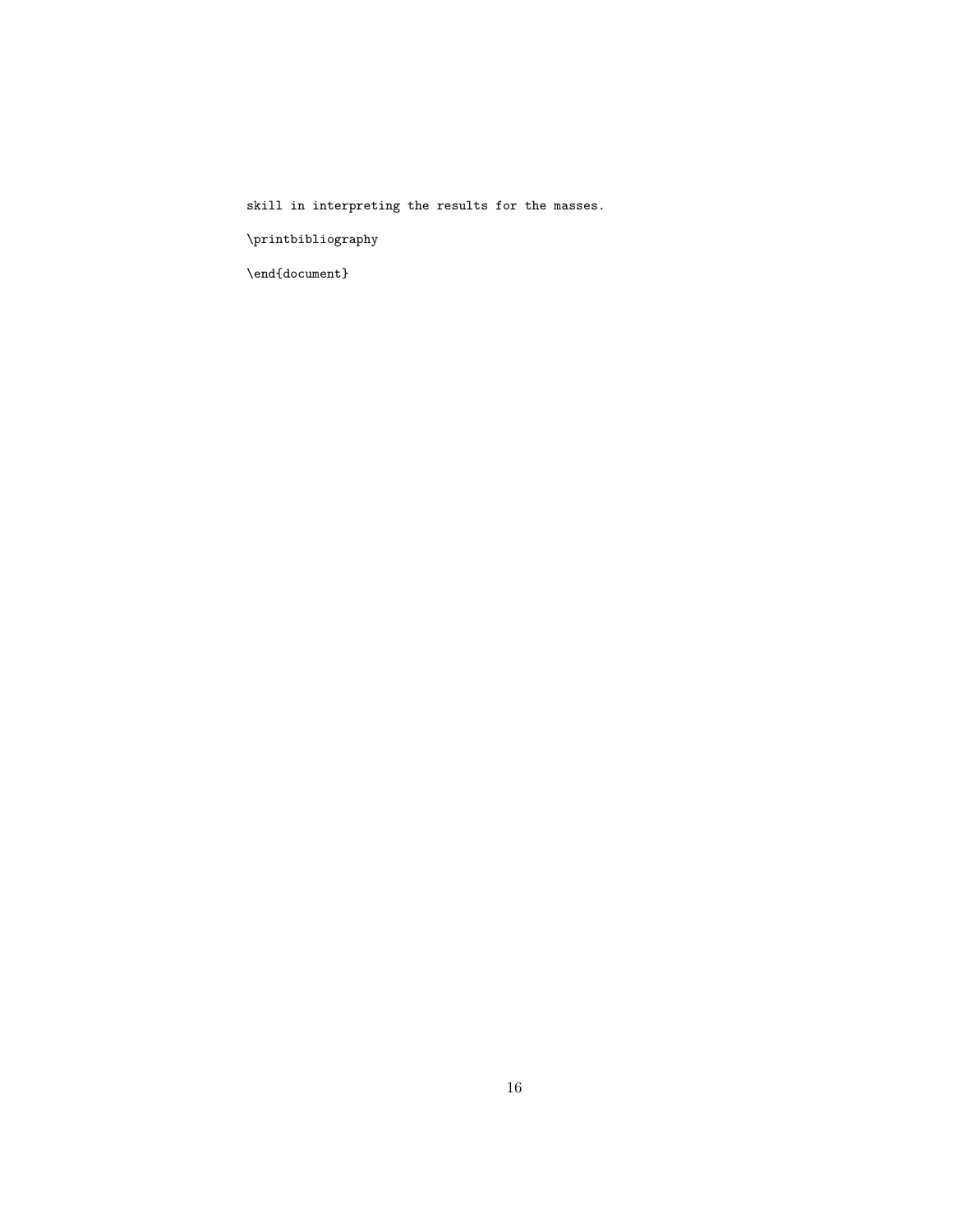skill in interpreting the results for the masses.

\printbibliography

\end{document}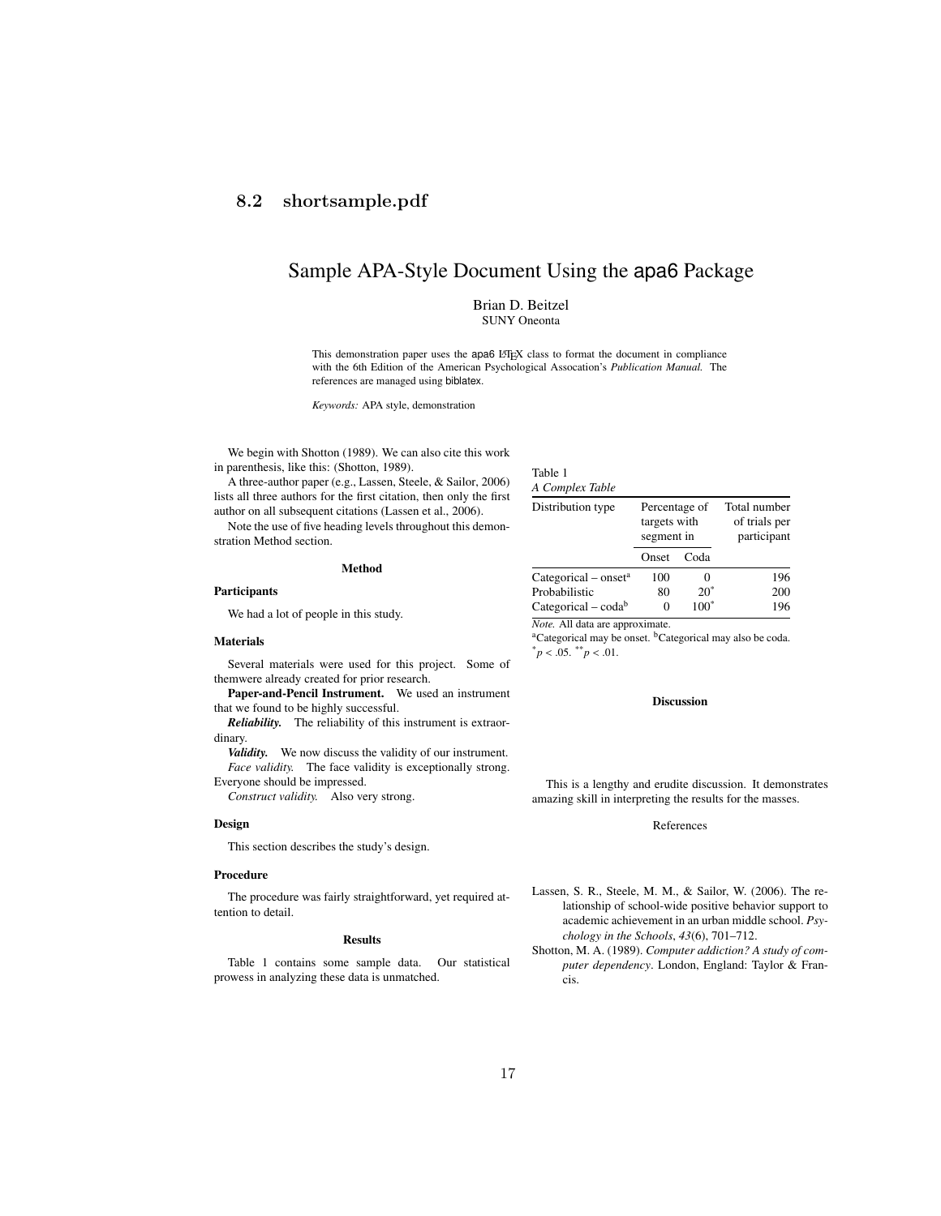## 8.2 shortsample.pdf

# Sample APA-Style Document Using the apa6 Package

Brian D. Beitzel
SUNY Oneonta

This demonstration paper uses the apa6 LaTeX class to format the document in compliance with the 6th Edition of the American Psychological Assocation's *Publication Manual.* The references are managed using biblatex.

*Keywords:* APA style, demonstration

We begin with Shotton (1989). We can also cite this work in parenthesis, like this: (Shotton, 1989).

A three-author paper (e.g., Lassen, Steele, & Sailor, 2006) lists all three authors for the first citation, then only the first author on all subsequent citations (Lassen et al., 2006).

Note the use of five heading levels throughout this demonstration Method section.

### Method

#### Participants

We had a lot of people in this study.

#### Materials

Several materials were used for this project. Some of themwere already created for prior research.

**Paper-and-Pencil Instrument.** We used an instrument that we found to be highly successful.

***Reliability.*** The reliability of this instrument is extraordinary.

***Validity.*** We now discuss the validity of our instrument.

*Face validity.* The face validity is exceptionally strong. Everyone should be impressed.

*Construct validity.* Also very strong.

#### Design

This section describes the study's design.

#### Procedure

The procedure was fairly straightforward, yet required attention to detail.

### Results

Table 1 contains some sample data. Our statistical prowess in analyzing these data is unmatched.

Table 1
*A Complex Table*

| Distribution type | Percentage of targets with segment in | | Total number of trials per participant |
|---|---|---|---|
| | Onset | Coda | |
| Categorical – onset[a] | 100 | 0 | 196 |
| Probabilistic | 80 | 20* | 200 |
| Categorical – coda[b] | 0 | 100* | 196 |

*Note.* All data are approximate.
[a]Categorical may be onset. [b]Categorical may also be coda.
$^{*}p < .05$. $^{**}p < .01$.

### Discussion

This is a lengthy and erudite discussion. It demonstrates amazing skill in interpreting the results for the masses.

### References

Lassen, S. R., Steele, M. M., & Sailor, W. (2006). The relationship of school-wide positive behavior support to academic achievement in an urban middle school. *Psychology in the Schools*, *43*(6), 701–712.

Shotton, M. A. (1989). *Computer addiction? A study of computer dependency*. London, England: Taylor & Francis.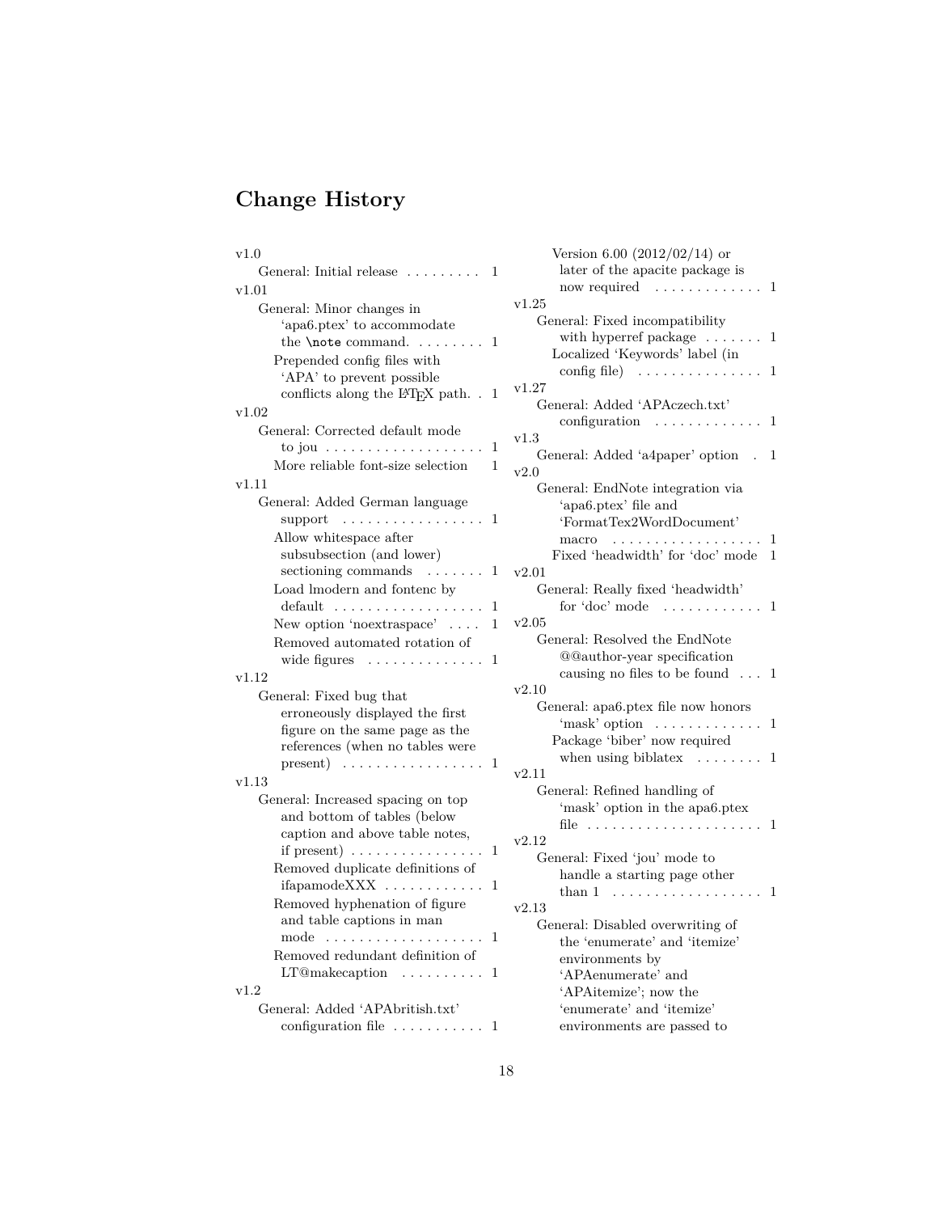# Change History

v1.0
- General: Initial release . . . . . . . . . 1

v1.01
- General: Minor changes in 'apa6.ptex' to accommodate the `\note` command. . . . . . . . . 1
- Prepended config files with 'APA' to prevent possible conflicts along the LaTeX path. . 1

v1.02
- General: Corrected default mode to jou . . . . . . . . . . . . . . . . . . . 1
- More reliable font-size selection 1

v1.11
- General: Added German language support . . . . . . . . . . . . . . . . . 1
- Allow whitespace after subsubsection (and lower) sectioning commands . . . . . . . 1
- Load lmodern and fontenc by default . . . . . . . . . . . . . . . . . . 1
- New option 'noextraspace' . . . . 1
- Removed automated rotation of wide figures . . . . . . . . . . . . . . 1

v1.12
- General: Fixed bug that erroneously displayed the first figure on the same page as the references (when no tables were present) . . . . . . . . . . . . . . . . . 1

v1.13
- General: Increased spacing on top and bottom of tables (below caption and above table notes, if present) . . . . . . . . . . . . . . . . 1
- Removed duplicate definitions of ifapamodeXXX . . . . . . . . . . . . 1
- Removed hyphenation of figure and table captions in man mode . . . . . . . . . . . . . . . . . . . 1
- Removed redundant definition of LT@makecaption . . . . . . . . . . 1

v1.2
- General: Added 'APAbritish.txt' configuration file . . . . . . . . . . . 1
- Version 6.00 (2012/02/14) or later of the apacite package is now required . . . . . . . . . . . . . 1

v1.25
- General: Fixed incompatibility with hyperref package . . . . . . . 1
- Localized 'Keywords' label (in config file) . . . . . . . . . . . . . . . 1

v1.27
- General: Added 'APAczech.txt' configuration . . . . . . . . . . . . . 1

v1.3
- General: Added 'a4paper' option . 1

v2.0
- General: EndNote integration via 'apa6.ptex' file and 'FormatTex2WordDocument' macro . . . . . . . . . . . . . . . . . . 1
- Fixed 'headwidth' for 'doc' mode 1

v2.01
- General: Really fixed 'headwidth' for 'doc' mode . . . . . . . . . . . . 1

v2.05
- General: Resolved the EndNote @@author-year specification causing no files to be found . . . 1

v2.10
- General: apa6.ptex file now honors 'mask' option . . . . . . . . . . . . . 1
- Package 'biber' now required when using biblatex . . . . . . . . 1

v2.11
- General: Refined handling of 'mask' option in the apa6.ptex file . . . . . . . . . . . . . . . . . . . . . 1

v2.12
- General: Fixed 'jou' mode to handle a starting page other than 1 . . . . . . . . . . . . . . . . . . 1

v2.13
- General: Disabled overwriting of the 'enumerate' and 'itemize' environments by 'APAenumerate' and 'APAitemize'; now the 'enumerate' and 'itemize' environments are passed to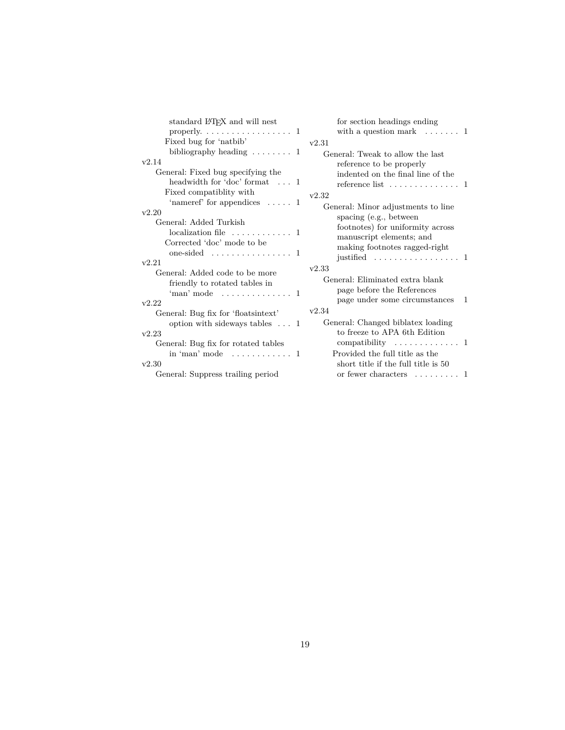standard LaTeX and will nest properly. . . . . . . . . . . . . . . . . . 1

Fixed bug for 'natbib' bibliography heading . . . . . . . . 1

v2.14

General: Fixed bug specifying the headwidth for 'doc' format . . . 1

Fixed compatiblity with 'nameref' for appendices . . . . . 1

v2.20

General: Added Turkish localization file . . . . . . . . . . . . 1

Corrected 'doc' mode to be one-sided . . . . . . . . . . . . . . . . 1

v2.21

General: Added code to be more friendly to rotated tables in 'man' mode . . . . . . . . . . . . . . 1

v2.22

General: Bug fix for 'floatsintext' option with sideways tables . . . 1

v2.23

General: Bug fix for rotated tables in 'man' mode . . . . . . . . . . . . 1

v2.30

General: Suppress trailing period for section headings ending with a question mark . . . . . . . 1

v2.31

General: Tweak to allow the last reference to be properly indented on the final line of the reference list . . . . . . . . . . . . . . 1

v2.32

General: Minor adjustments to line spacing (e.g., between footnotes) for uniformity across manuscript elements; and making footnotes ragged-right justified . . . . . . . . . . . . . . . . . 1

v2.33

General: Eliminated extra blank page before the References page under some circumstances 1

v2.34

General: Changed biblatex loading to freeze to APA 6th Edition compatibility . . . . . . . . . . . . . 1

Provided the full title as the short title if the full title is 50 or fewer characters . . . . . . . . . 1